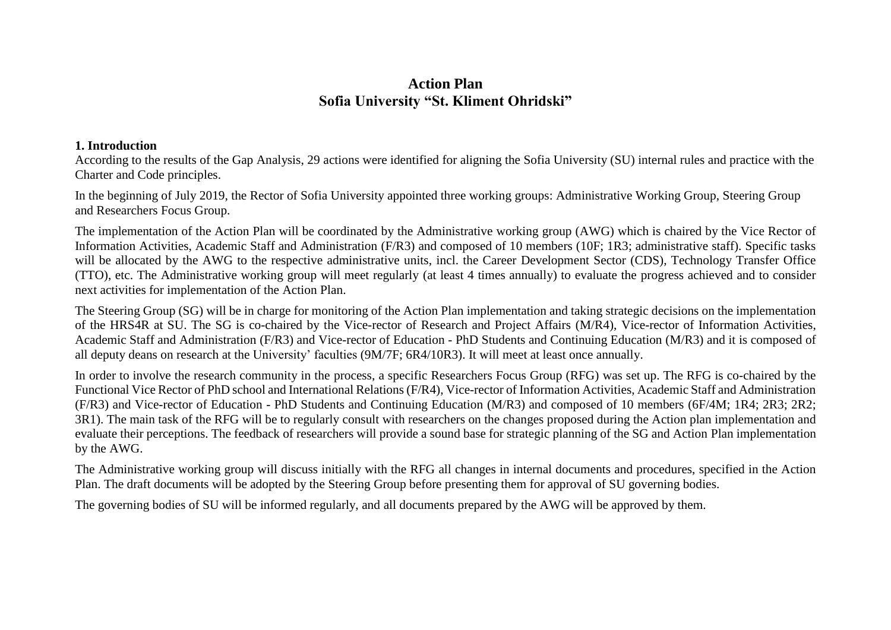# Action Plan
# Sofia University "St. Kliment Ohridski"

## 1. Introduction

According to the results of the Gap Analysis, 29 actions were identified for aligning the Sofia University (SU) internal rules and practice with the Charter and Code principles.

In the beginning of July 2019, the Rector of Sofia University appointed three working groups: Administrative Working Group, Steering Group and Researchers Focus Group.

The implementation of the Action Plan will be coordinated by the Administrative working group (AWG) which is chaired by the Vice Rector of Information Activities, Academic Staff and Administration (F/R3) and composed of 10 members (10F; 1R3; administrative staff). Specific tasks will be allocated by the AWG to the respective administrative units, incl. the Career Development Sector (CDS), Technology Transfer Office (TTO), etc. The Administrative working group will meet regularly (at least 4 times annually) to evaluate the progress achieved and to consider next activities for implementation of the Action Plan.

The Steering Group (SG) will be in charge for monitoring of the Action Plan implementation and taking strategic decisions on the implementation of the HRS4R at SU. The SG is co-chaired by the Vice-rector of Research and Project Affairs (M/R4), Vice-rector of Information Activities, Academic Staff and Administration (F/R3) and Vice-rector of Education - PhD Students and Continuing Education (M/R3) and it is composed of all deputy deans on research at the University' faculties (9M/7F; 6R4/10R3). It will meet at least once annually.

In order to involve the research community in the process, a specific Researchers Focus Group (RFG) was set up. The RFG is co-chaired by the Functional Vice Rector of PhD school and International Relations (F/R4), Vice-rector of Information Activities, Academic Staff and Administration (F/R3) and Vice-rector of Education - PhD Students and Continuing Education (M/R3) and composed of 10 members (6F/4M; 1R4; 2R3; 2R2; 3R1). The main task of the RFG will be to regularly consult with researchers on the changes proposed during the Action plan implementation and evaluate their perceptions. The feedback of researchers will provide a sound base for strategic planning of the SG and Action Plan implementation by the AWG.

The Administrative working group will discuss initially with the RFG all changes in internal documents and procedures, specified in the Action Plan. The draft documents will be adopted by the Steering Group before presenting them for approval of SU governing bodies.

The governing bodies of SU will be informed regularly, and all documents prepared by the AWG will be approved by them.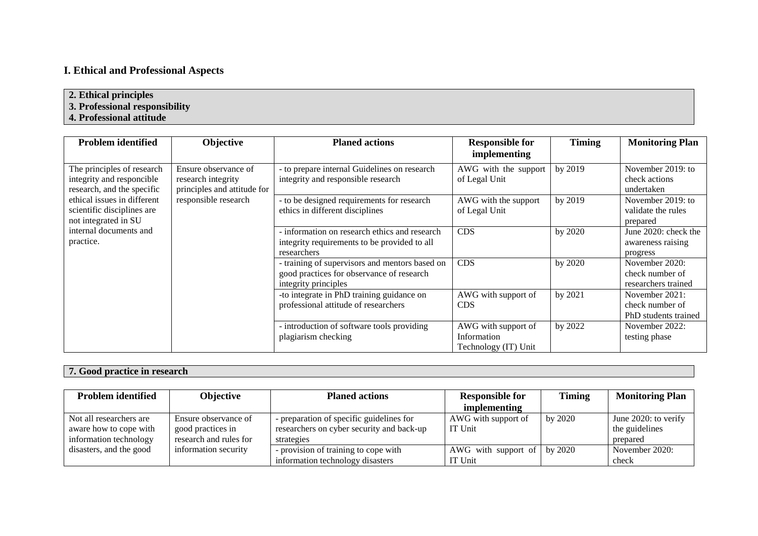## I. Ethical and Professional Aspects

**2. Ethical principles**
**3. Professional responsibility**
**4. Professional attitude**

| Problem identified | Objective | Planed actions | Responsible for implementing | Timing | Monitoring Plan |
|---|---|---|---|---|---|
| The principles of research integrity and responcible research, and the specific ethical issues in different scientific disciplines are not integrated in SU internal documents and practice. | Ensure observance of research integrity principles and attitude for responsible research | - to prepare internal Guidelines on research integrity and responsible research | AWG with the support of Legal Unit | by 2019 | November 2019: to check actions undertaken |
| | | - to be designed requirements for research ethics in different disciplines | AWG with the support of Legal Unit | by 2019 | November 2019: to validate the rules prepared |
| | | - information on research ethics and research integrity requirements to be provided to all researchers | CDS | by 2020 | June 2020: check the awareness raising progress |
| | | - training of supervisors and mentors based on good practices for observance of research integrity principles | CDS | by 2020 | November 2020: check number of researchers trained |
| | | -to integrate in PhD training guidance on professional attitude of researchers | AWG with support of CDS | by 2021 | November 2021: check number of PhD students trained |
| | | - introduction of software tools providing plagiarism checking | AWG with support of Information Technology (IT) Unit | by 2022 | November 2022: testing phase |

**7. Good practice in research**

| Problem identified | Objective | Planed actions | Responsible for implementing | Timing | Monitoring Plan |
|---|---|---|---|---|---|
| Not all researchers are aware how to cope with information technology disasters, and the good | Ensure observance of good practices in research and rules for information security | - preparation of specific guidelines for researchers on cyber security and back-up strategies | AWG with support of IT Unit | by 2020 | June 2020: to verify the guidelines prepared |
| | | - provision of training to cope with information technology disasters | AWG with support of IT Unit | by 2020 | November 2020: check |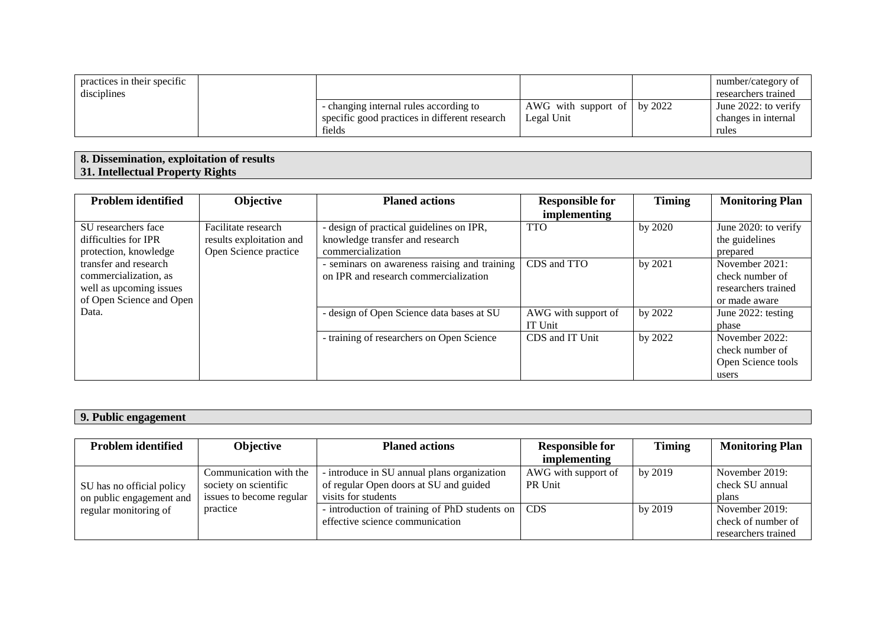| | | | | | |
|---|---|---|---|---|---|
| practices in their specific disciplines | | | | | number/category of researchers trained |
| | | - changing internal rules according to specific good practices in different research fields | AWG with support of Legal Unit | by 2022 | June 2022: to verify changes in internal rules |

**8. Dissemination, exploitation of results**
**31. Intellectual Property Rights**

| Problem identified | Objective | Planed actions | Responsible for implementing | Timing | Monitoring Plan |
|---|---|---|---|---|---|
| SU researchers face difficulties for IPR protection, knowledge transfer and research commercialization, as well as upcoming issues of Open Science and Open Data. | Facilitate research results exploitation and Open Science practice | - design of practical guidelines on IPR, knowledge transfer and research commercialization | TTO | by 2020 | June 2020: to verify the guidelines prepared |
| | | - seminars on awareness raising and training on IPR and research commercialization | CDS and TTO | by 2021 | November 2021: check number of researchers trained or made aware |
| | | - design of Open Science data bases at SU | AWG with support of IT Unit | by 2022 | June 2022: testing phase |
| | | - training of researchers on Open Science | CDS and IT Unit | by 2022 | November 2022: check number of Open Science tools users |

**9. Public engagement**

| Problem identified | Objective | Planed actions | Responsible for implementing | Timing | Monitoring Plan |
|---|---|---|---|---|---|
| SU has no official policy on public engagement and regular monitoring of | Communication with the society on scientific issues to become regular practice | - introduce in SU annual plans organization of regular Open doors at SU and guided visits for students | AWG with support of PR Unit | by 2019 | November 2019: check SU annual plans |
| | | - introduction of training of PhD students on effective science communication | CDS | by 2019 | November 2019: check of number of researchers trained |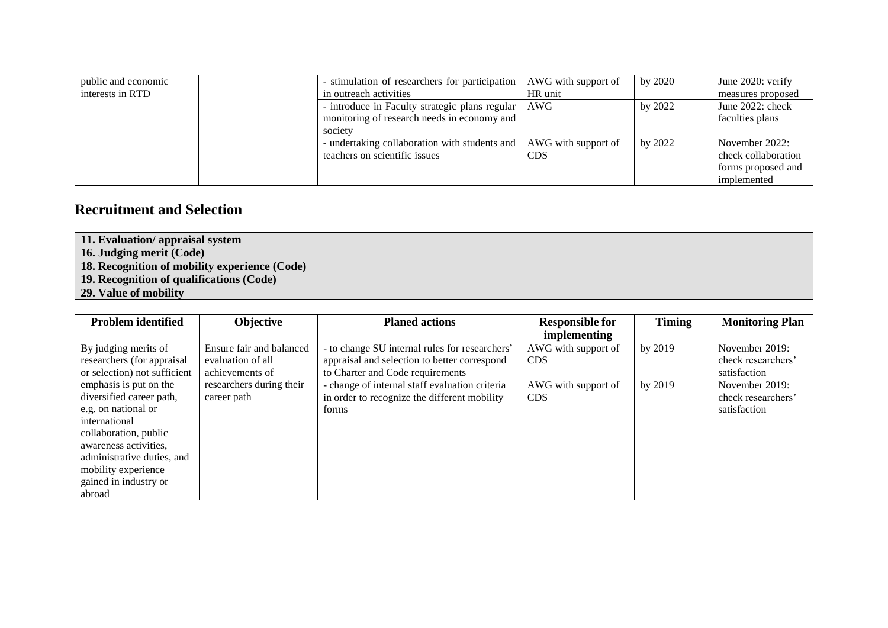| | | | | | |
|---|---|---|---|---|---|
| public and economic interests in RTD | | - stimulation of researchers for participation in outreach activities | AWG with support of HR unit | by 2020 | June 2020: verify measures proposed |
| | | - introduce in Faculty strategic plans regular monitoring of research needs in economy and society | AWG | by 2022 | June 2022: check faculties plans |
| | | - undertaking collaboration with students and teachers on scientific issues | AWG with support of CDS | by 2022 | November 2022: check collaboration forms proposed and implemented |

## Recruitment and Selection

**11. Evaluation/ appraisal system**
**16. Judging merit (Code)**
**18. Recognition of mobility experience (Code)**
**19. Recognition of qualifications (Code)**
**29. Value of mobility**

| Problem identified | Objective | Planed actions | Responsible for implementing | Timing | Monitoring Plan |
|---|---|---|---|---|---|
| By judging merits of researchers (for appraisal or selection) not sufficient emphasis is put on the diversified career path, e.g. on national or international collaboration, public awareness activities, administrative duties, and mobility experience gained in industry or abroad | Ensure fair and balanced evaluation of all achievements of researchers during their career path | - to change SU internal rules for researchers' appraisal and selection to better correspond to Charter and Code requirements | AWG with support of CDS | by 2019 | November 2019: check researchers' satisfaction |
| | | - change of internal staff evaluation criteria in order to recognize the different mobility forms | AWG with support of CDS | by 2019 | November 2019: check researchers' satisfaction |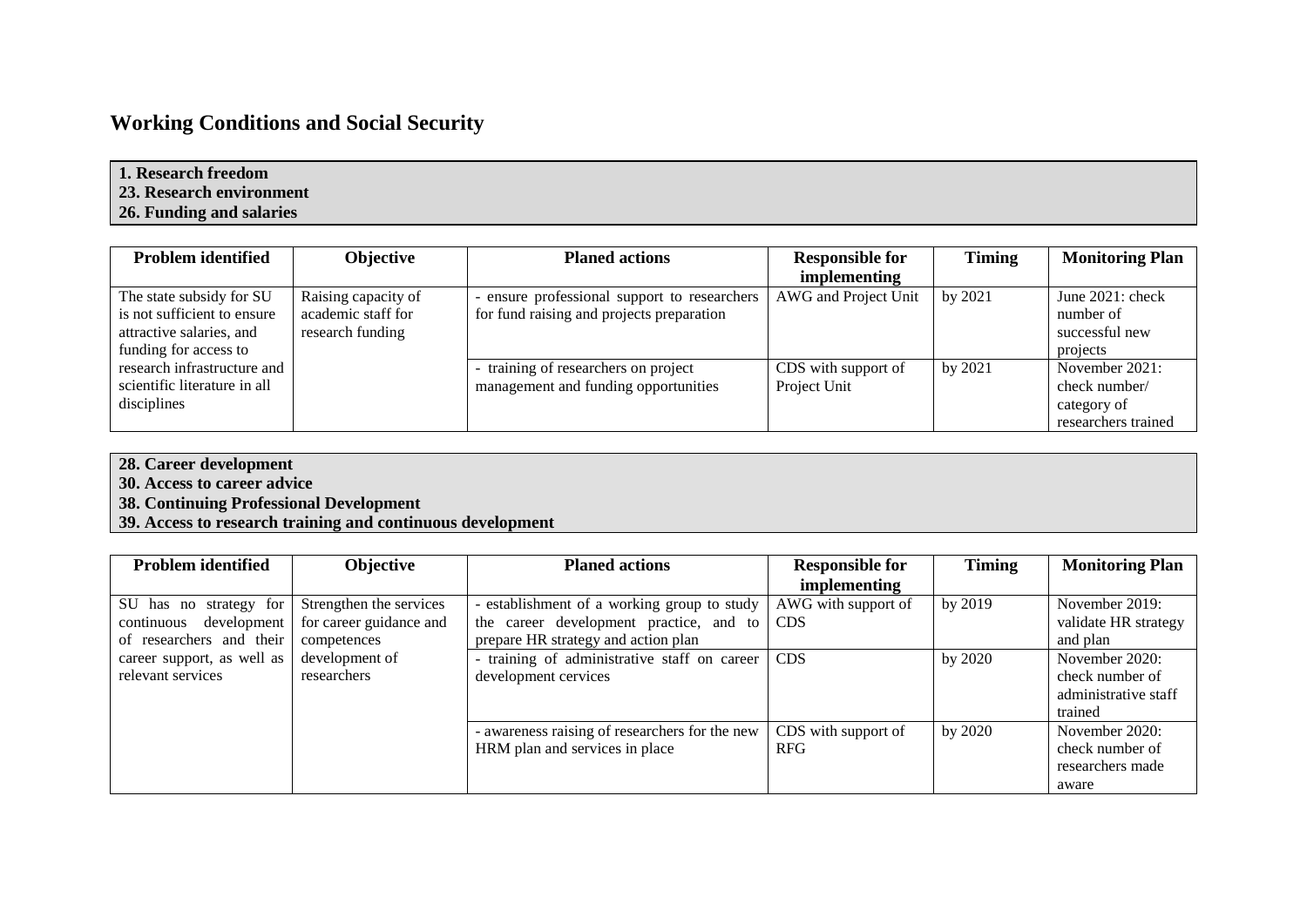## Working Conditions and Social Security

**1. Research freedom**
**23. Research environment**
**26. Funding and salaries**

| Problem identified | Objective | Planed actions | Responsible for implementing | Timing | Monitoring Plan |
|---|---|---|---|---|---|
| The state subsidy for SU is not sufficient to ensure attractive salaries, and funding for access to research infrastructure and scientific literature in all disciplines | Raising capacity of academic staff for research funding | - ensure professional support to researchers for fund raising and projects preparation | AWG and Project Unit | by 2021 | June 2021: check number of successful new projects |
| | | - training of researchers on project management and funding opportunities | CDS with support of Project Unit | by 2021 | November 2021: check number/ category of researchers trained |

**28. Career development**
**30. Access to career advice**
**38. Continuing Professional Development**
**39. Access to research training and continuous development**

| Problem identified | Objective | Planed actions | Responsible for implementing | Timing | Monitoring Plan |
|---|---|---|---|---|---|
| SU has no strategy for continuous development of researchers and their career support, as well as relevant services | Strengthen the services for career guidance and competences development of researchers | - establishment of a working group to study the career development practice, and to prepare HR strategy and action plan | AWG with support of CDS | by 2019 | November 2019: validate HR strategy and plan |
| | | - training of administrative staff on career development cervices | CDS | by 2020 | November 2020: check number of administrative staff trained |
| | | - awareness raising of researchers for the new HRM plan and services in place | CDS with support of RFG | by 2020 | November 2020: check number of researchers made aware |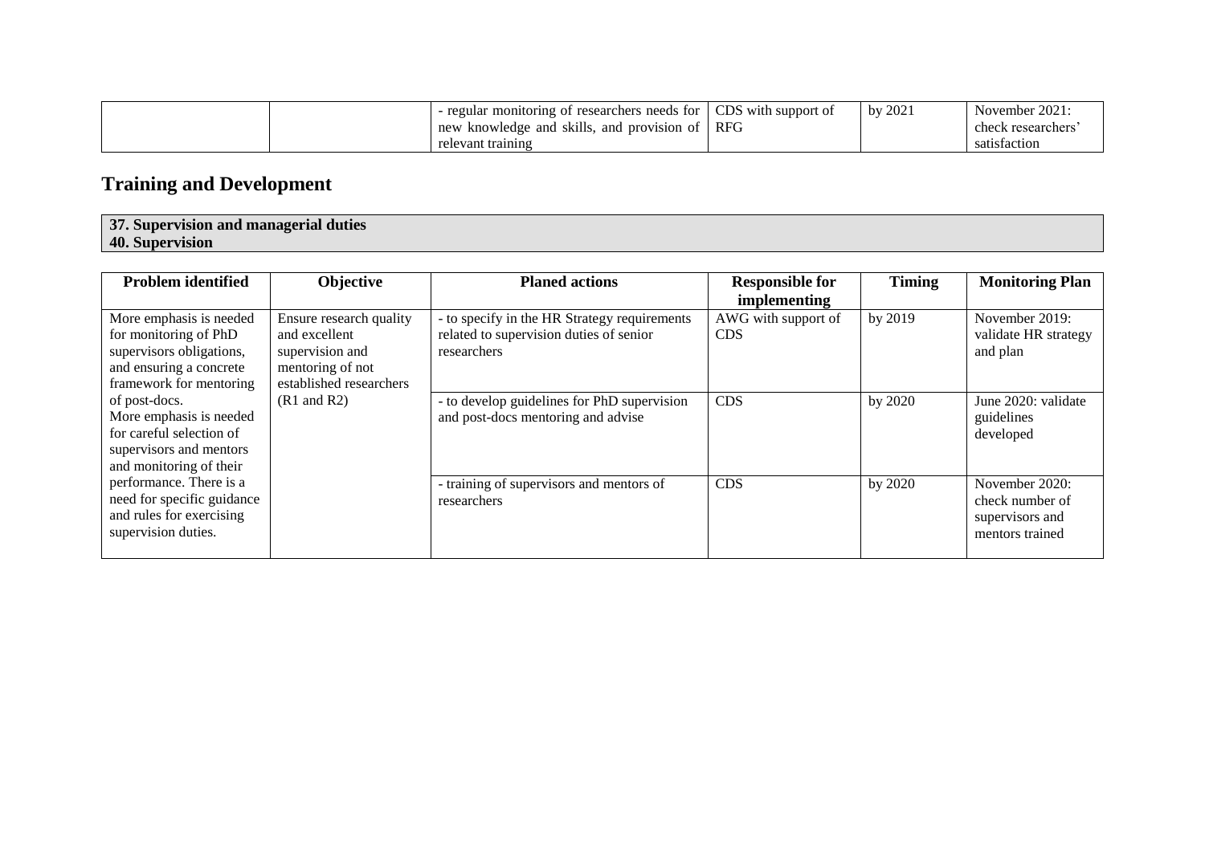| | | | | | |
|---|---|---|---|---|---|
| | | - regular monitoring of researchers needs for new knowledge and skills, and provision of relevant training | CDS with support of RFG | by 2021 | November 2021: check researchers' satisfaction |

## Training and Development

**37. Supervision and managerial duties**
**40. Supervision**

| Problem identified | Objective | Planed actions | Responsible for implementing | Timing | Monitoring Plan |
|---|---|---|---|---|---|
| More emphasis is needed for monitoring of PhD supervisors obligations, and ensuring a concrete framework for mentoring of post-docs. More emphasis is needed for careful selection of supervisors and mentors and monitoring of their performance. There is a need for specific guidance and rules for exercising supervision duties. | Ensure research quality and excellent supervision and mentoring of not established researchers (R1 and R2) | - to specify in the HR Strategy requirements related to supervision duties of senior researchers | AWG with support of CDS | by 2019 | November 2019: validate HR strategy and plan |
| | | - to develop guidelines for PhD supervision and post-docs mentoring and advise | CDS | by 2020 | June 2020: validate guidelines developed |
| | | - training of supervisors and mentors of researchers | CDS | by 2020 | November 2020: check number of supervisors and mentors trained |